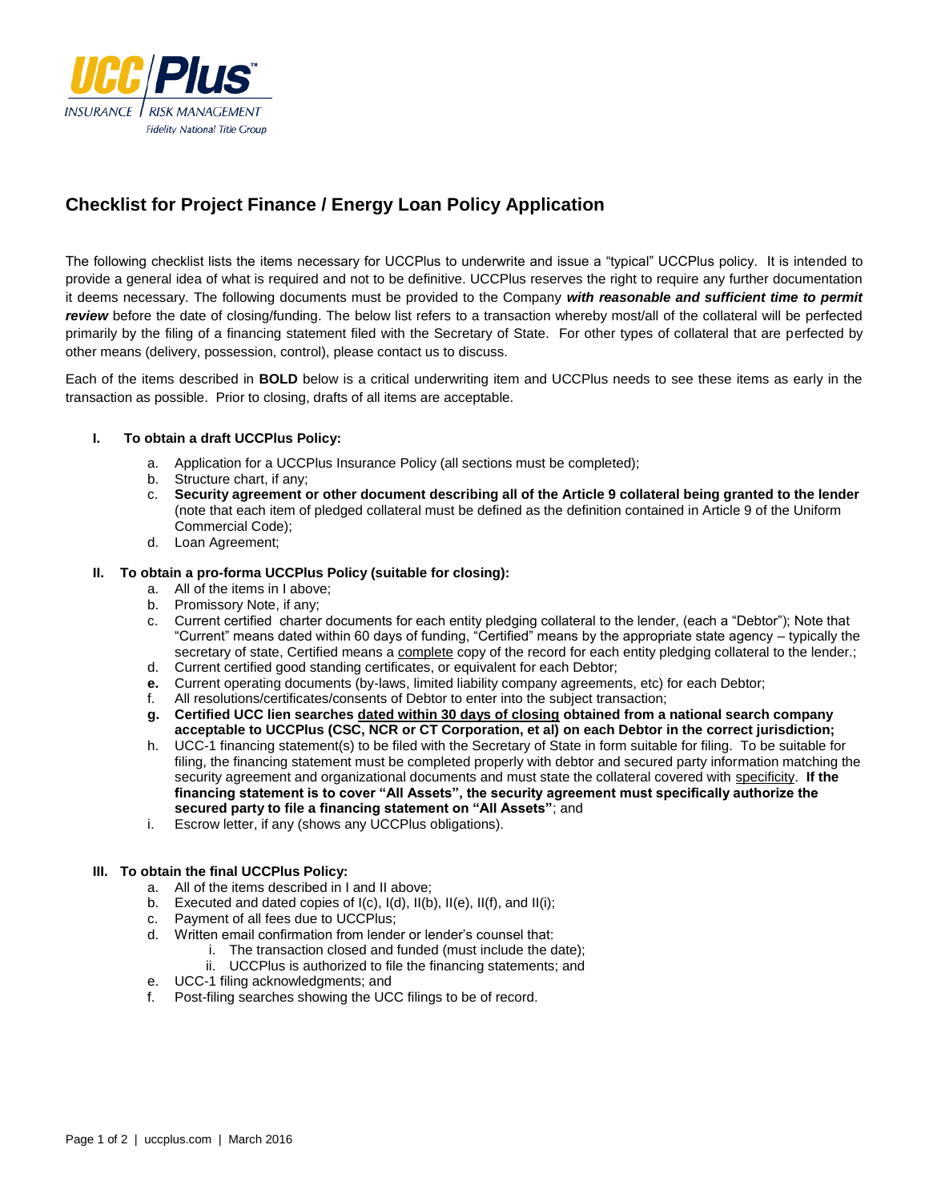# Checklist for Project Finance / Energy Loan Policy Application

The following checklist lists the items necessary for UCCPlus to underwrite and issue a "typical" UCCPlus policy. It is intended to provide a general idea of what is required and not to be definitive. UCCPlus reserves the right to require any further documentation it deems necessary. The following documents must be provided to the Company ***with reasonable and sufficient time to permit review*** before the date of closing/funding. The below list refers to a transaction whereby most/all of the collateral will be perfected primarily by the filing of a financing statement filed with the Secretary of State. For other types of collateral that are perfected by other means (delivery, possession, control), please contact us to discuss.

Each of the items described in **BOLD** below is a critical underwriting item and UCCPlus needs to see these items as early in the transaction as possible. Prior to closing, drafts of all items are acceptable.

## I. To obtain a draft UCCPlus Policy:

a. Application for a UCCPlus Insurance Policy (all sections must be completed);
b. Structure chart, if any;
c. **Security agreement or other document describing all of the Article 9 collateral being granted to the lender** (note that each item of pledged collateral must be defined as the definition contained in Article 9 of the Uniform Commercial Code);
d. Loan Agreement;

## II. To obtain a pro-forma UCCPlus Policy (suitable for closing):

a. All of the items in I above;
b. Promissory Note, if any;
c. Current certified charter documents for each entity pledging collateral to the lender, (each a "Debtor"); Note that "Current" means dated within 60 days of funding, "Certified" means by the appropriate state agency – typically the secretary of state, Certified means a <u>complete</u> copy of the record for each entity pledging collateral to the lender.;
d. Current certified good standing certificates, or equivalent for each Debtor;
e. Current operating documents (by-laws, limited liability company agreements, etc) for each Debtor;
f. All resolutions/certificates/consents of Debtor to enter into the subject transaction;
g. **Certified UCC lien searches <u>dated within 30 days of closing</u> obtained from a national search company acceptable to UCCPlus (CSC, NCR or CT Corporation, et al) on each Debtor in the correct jurisdiction;**
h. UCC-1 financing statement(s) to be filed with the Secretary of State in form suitable for filing. To be suitable for filing, the financing statement must be completed properly with debtor and secured party information matching the security agreement and organizational documents and must state the collateral covered with <u>specificity</u>. **If the financing statement is to cover "All Assets", the security agreement must specifically authorize the secured party to file a financing statement on "All Assets"**; and
i. Escrow letter, if any (shows any UCCPlus obligations).

## III. To obtain the final UCCPlus Policy:

a. All of the items described in I and II above;
b. Executed and dated copies of I(c), I(d), II(b), II(e), II(f), and II(i);
c. Payment of all fees due to UCCPlus;
d. Written email confirmation from lender or lender's counsel that:
   i. The transaction closed and funded (must include the date);
   ii. UCCPlus is authorized to file the financing statements; and
e. UCC-1 filing acknowledgments; and
f. Post-filing searches showing the UCC filings to be of record.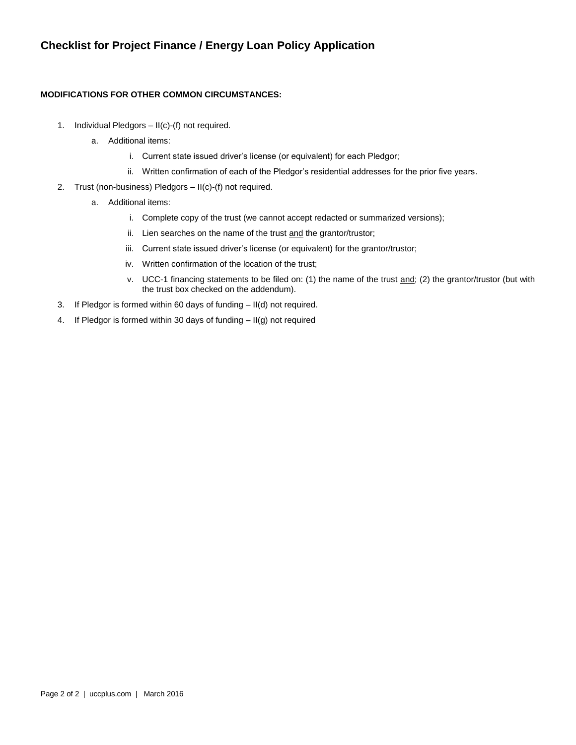# Checklist for Project Finance / Energy Loan Policy Application

**MODIFICATIONS FOR OTHER COMMON CIRCUMSTANCES:**

1. Individual Pledgors – II(c)-(f) not required.
   a. Additional items:
      i. Current state issued driver's license (or equivalent) for each Pledgor;
      ii. Written confirmation of each of the Pledgor's residential addresses for the prior five years.
2. Trust (non-business) Pledgors – II(c)-(f) not required.
   a. Additional items:
      i. Complete copy of the trust (we cannot accept redacted or summarized versions);
      ii. Lien searches on the name of the trust <u>and</u> the grantor/trustor;
      iii. Current state issued driver's license (or equivalent) for the grantor/trustor;
      iv. Written confirmation of the location of the trust;
      v. UCC-1 financing statements to be filed on: (1) the name of the trust <u>and</u>; (2) the grantor/trustor (but with the trust box checked on the addendum).
3. If Pledgor is formed within 60 days of funding – II(d) not required.
4. If Pledgor is formed within 30 days of funding – II(g) not required